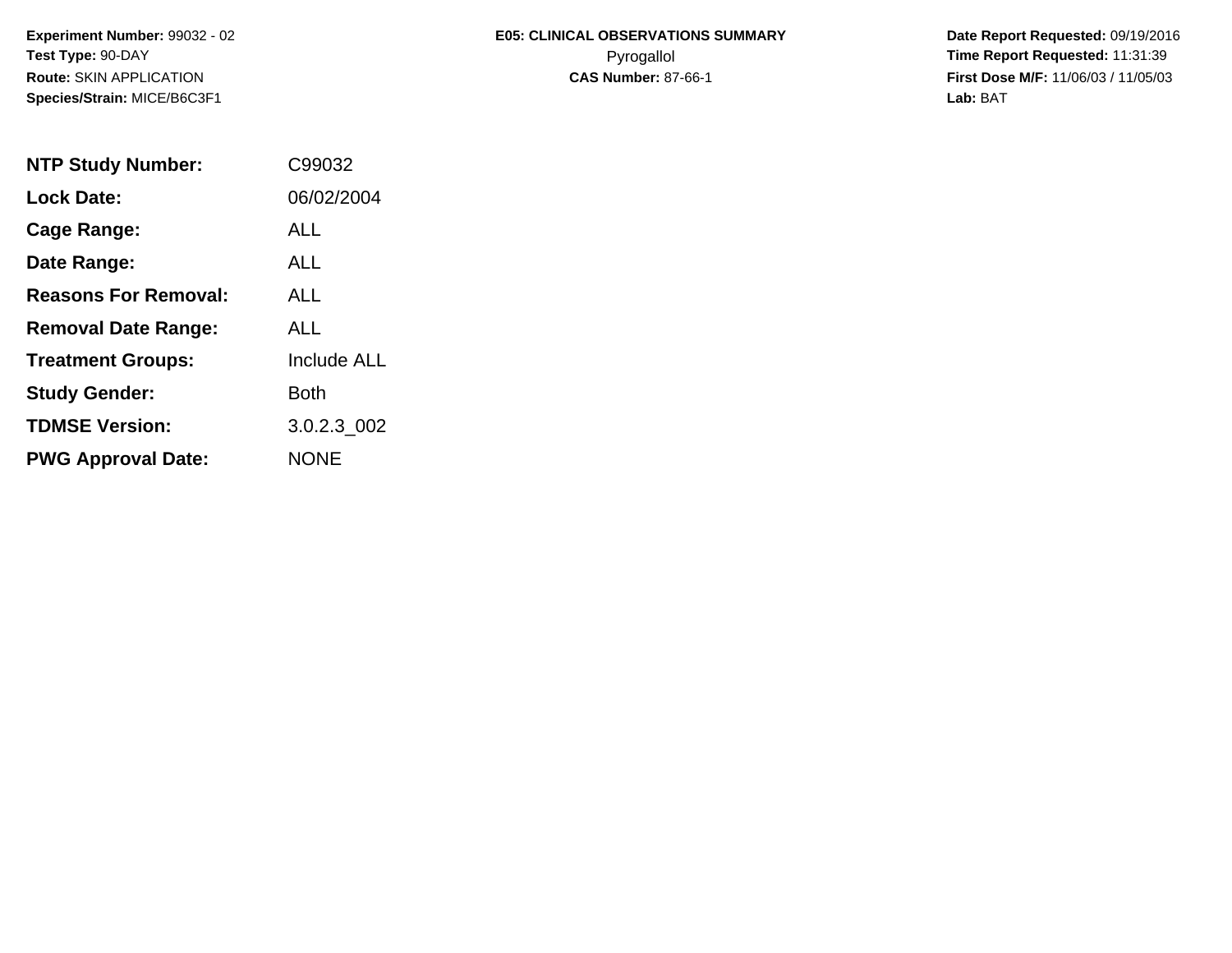**Experiment Number:** 99032 - 02
**Test Type:** 90-DAY
**Route:** SKIN APPLICATION
**Species/Strain:** MICE/B6C3F1

**E05: CLINICAL OBSERVATIONS SUMMARY**
Pyrogallol
**CAS Number:** 87-66-1

**Date Report Requested:** 09/19/2016
**Time Report Requested:** 11:31:39
**First Dose M/F:** 11/06/03 / 11/05/03
**Lab:** BAT

| | |
|---|---|
| **NTP Study Number:** | C99032 |
| **Lock Date:** | 06/02/2004 |
| **Cage Range:** | ALL |
| **Date Range:** | ALL |
| **Reasons For Removal:** | ALL |
| **Removal Date Range:** | ALL |
| **Treatment Groups:** | Include ALL |
| **Study Gender:** | Both |
| **TDMSE Version:** | 3.0.2.3_002 |
| **PWG Approval Date:** | NONE |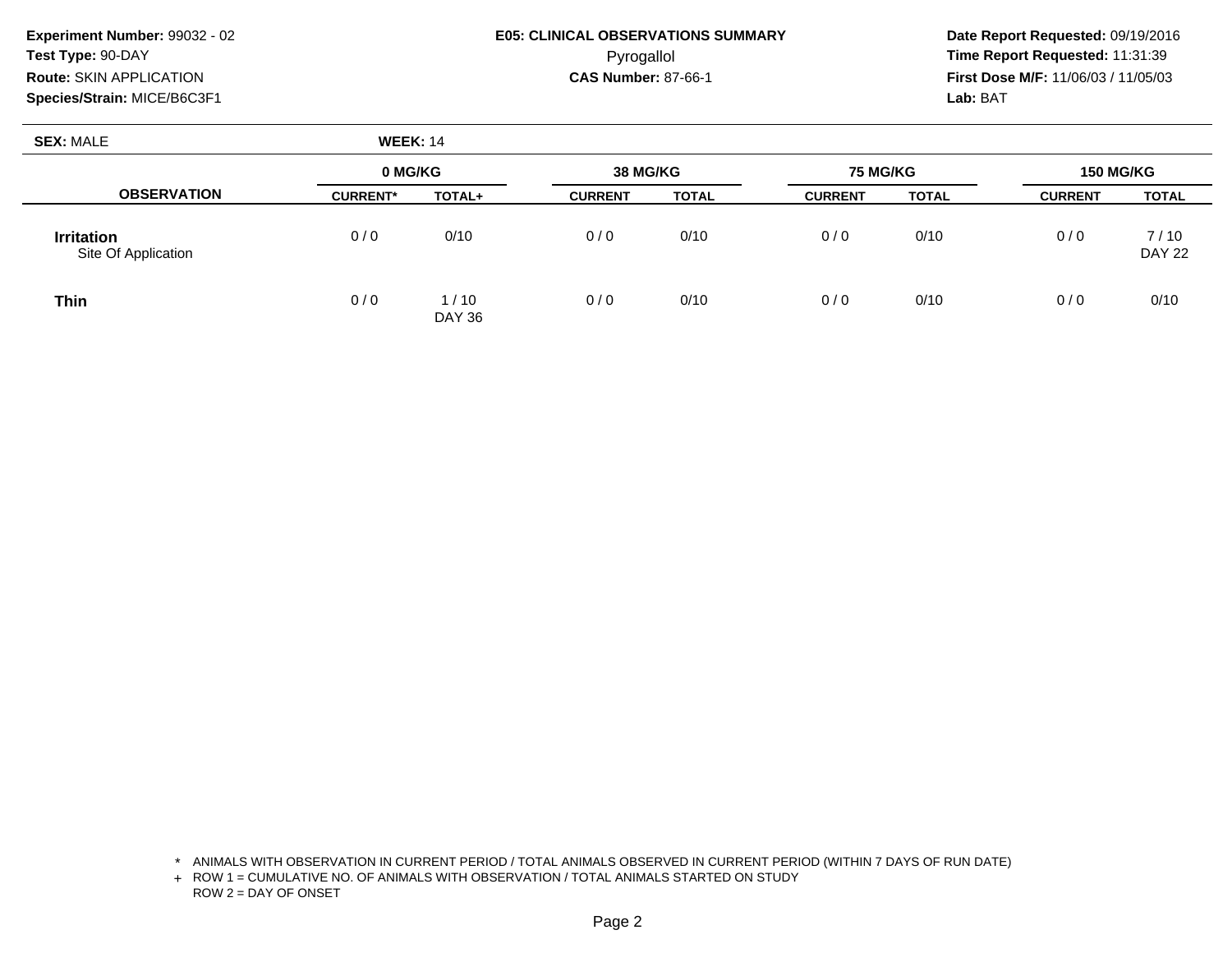**Experiment Number:** 99032 - 02
**Test Type:** 90-DAY
**Route:** SKIN APPLICATION
**Species/Strain:** MICE/B6C3F1

**E05: CLINICAL OBSERVATIONS SUMMARY**
Pyrogallol
**CAS Number:** 87-66-1

**Date Report Requested:** 09/19/2016
**Time Report Requested:** 11:31:39
**First Dose M/F:** 11/06/03 / 11/05/03
**Lab:** BAT

**SEX:** MALE **WEEK:** 14

| OBSERVATION | 0 MG/KG | | 38 MG/KG | | 75 MG/KG | | 150 MG/KG | |
|---|---|---|---|---|---|---|---|---|
| | CURRENT* | TOTAL+ | CURRENT | TOTAL | CURRENT | TOTAL | CURRENT | TOTAL |
| **Irritation** Site Of Application | 0 / 0 | 0/10 | 0 / 0 | 0/10 | 0 / 0 | 0/10 | 0 / 0 | 7 / 10 DAY 22 |
| **Thin** | 0 / 0 | 1 / 10 DAY 36 | 0 / 0 | 0/10 | 0 / 0 | 0/10 | 0 / 0 | 0/10 |

\* ANIMALS WITH OBSERVATION IN CURRENT PERIOD / TOTAL ANIMALS OBSERVED IN CURRENT PERIOD (WITHIN 7 DAYS OF RUN DATE)
\+ ROW 1 = CUMULATIVE NO. OF ANIMALS WITH OBSERVATION / TOTAL ANIMALS STARTED ON STUDY
ROW 2 = DAY OF ONSET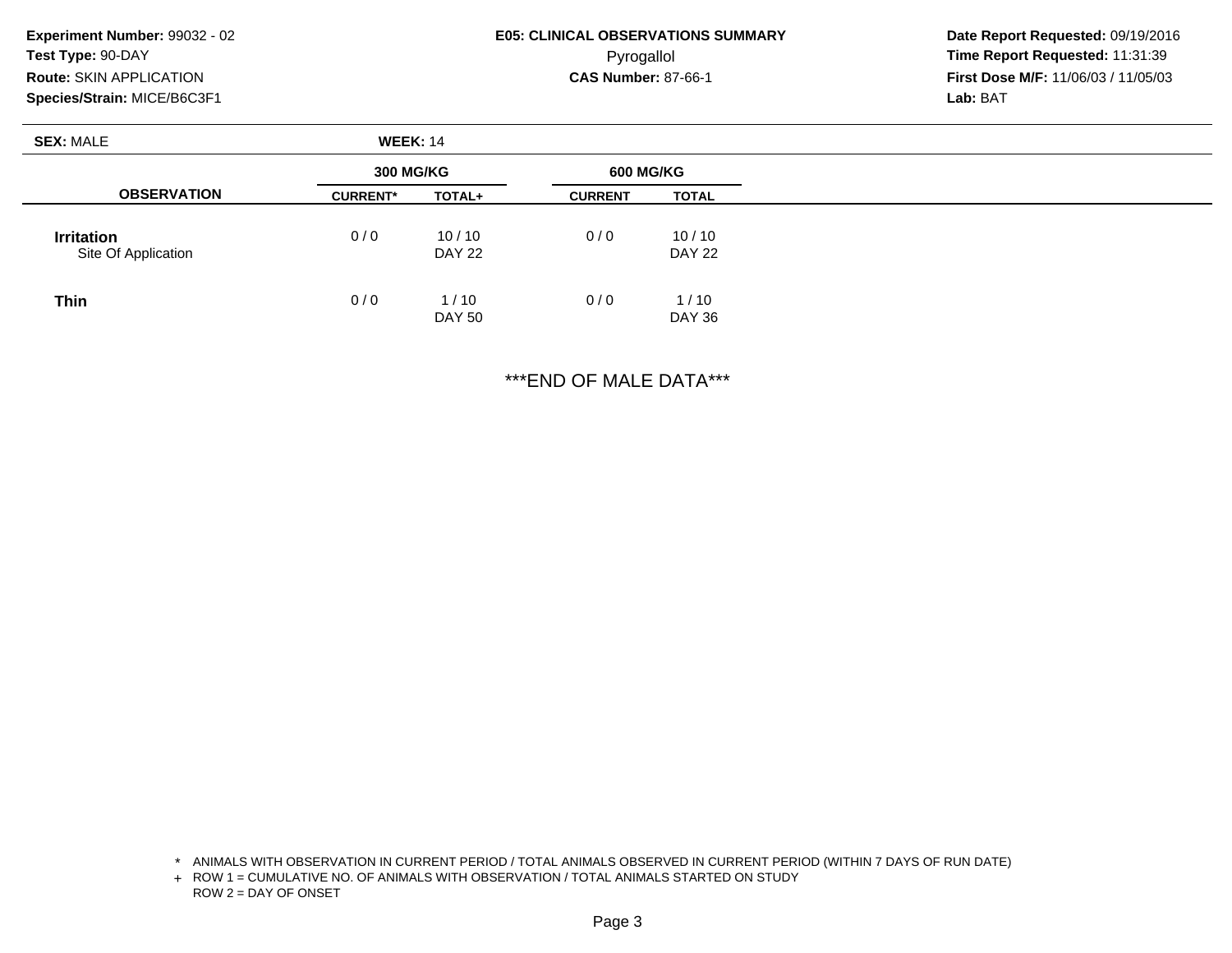**Experiment Number:** 99032 - 02
**Test Type:** 90-DAY
**Route:** SKIN APPLICATION
**Species/Strain:** MICE/B6C3F1

**E05: CLINICAL OBSERVATIONS SUMMARY**
Pyrogallol
**CAS Number:** 87-66-1

**Date Report Requested:** 09/19/2016
**Time Report Requested:** 11:31:39
**First Dose M/F:** 11/06/03 / 11/05/03
**Lab:** BAT

**SEX:** MALE **WEEK:** 14

| OBSERVATION | 300 MG/KG | | 600 MG/KG | |
|---|---|---|---|---|
| | CURRENT* | TOTAL+ | CURRENT | TOTAL |
| **Irritation** Site Of Application | 0 / 0 | 10 / 10 DAY 22 | 0 / 0 | 10 / 10 DAY 22 |
| **Thin** | 0 / 0 | 1 / 10 DAY 50 | 0 / 0 | 1 / 10 DAY 36 |

***END OF MALE DATA***

\* ANIMALS WITH OBSERVATION IN CURRENT PERIOD / TOTAL ANIMALS OBSERVED IN CURRENT PERIOD (WITHIN 7 DAYS OF RUN DATE)
\+ ROW 1 = CUMULATIVE NO. OF ANIMALS WITH OBSERVATION / TOTAL ANIMALS STARTED ON STUDY
ROW 2 = DAY OF ONSET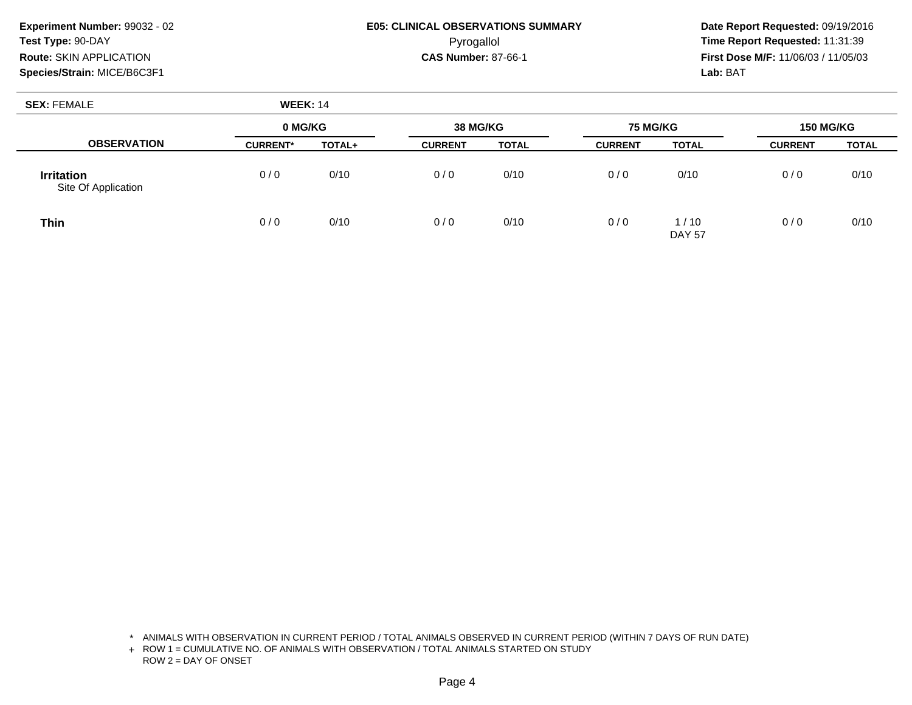**Experiment Number:** 99032 - 02
**Test Type:** 90-DAY
**Route:** SKIN APPLICATION
**Species/Strain:** MICE/B6C3F1

**E05: CLINICAL OBSERVATIONS SUMMARY**
Pyrogallol
**CAS Number:** 87-66-1

**Date Report Requested:** 09/19/2016
**Time Report Requested:** 11:31:39
**First Dose M/F:** 11/06/03 / 11/05/03
**Lab:** BAT

**SEX:** FEMALE **WEEK:** 14

| OBSERVATION | 0 MG/KG | | 38 MG/KG | | 75 MG/KG | | 150 MG/KG | |
|---|---|---|---|---|---|---|---|---|
| | CURRENT* | TOTAL+ | CURRENT | TOTAL | CURRENT | TOTAL | CURRENT | TOTAL |
| **Irritation** Site Of Application | 0 / 0 | 0/10 | 0 / 0 | 0/10 | 0 / 0 | 0/10 | 0 / 0 | 0/10 |
| **Thin** | 0 / 0 | 0/10 | 0 / 0 | 0/10 | 0 / 0 | 1 / 10 DAY 57 | 0 / 0 | 0/10 |

\* ANIMALS WITH OBSERVATION IN CURRENT PERIOD / TOTAL ANIMALS OBSERVED IN CURRENT PERIOD (WITHIN 7 DAYS OF RUN DATE)
\+ ROW 1 = CUMULATIVE NO. OF ANIMALS WITH OBSERVATION / TOTAL ANIMALS STARTED ON STUDY
ROW 2 = DAY OF ONSET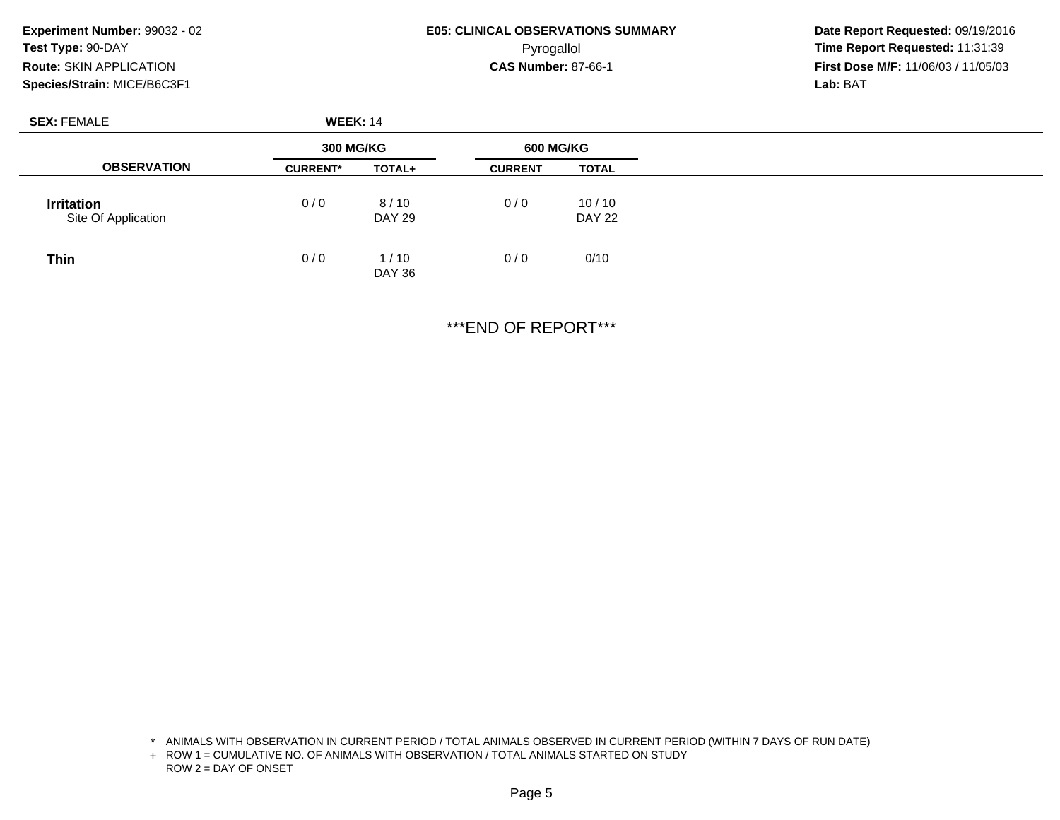**Experiment Number:** 99032 - 02
**Test Type:** 90-DAY
**Route:** SKIN APPLICATION
**Species/Strain:** MICE/B6C3F1

**E05: CLINICAL OBSERVATIONS SUMMARY**
Pyrogallol
**CAS Number:** 87-66-1

**Date Report Requested:** 09/19/2016
**Time Report Requested:** 11:31:39
**First Dose M/F:** 11/06/03 / 11/05/03
**Lab:** BAT

**SEX:** FEMALE **WEEK:** 14

| OBSERVATION | 300 MG/KG | | 600 MG/KG | |
|---|---|---|---|---|
| | CURRENT* | TOTAL+ | CURRENT | TOTAL |
| **Irritation** Site Of Application | 0 / 0 | 8 / 10 DAY 29 | 0 / 0 | 10 / 10 DAY 22 |
| **Thin** | 0 / 0 | 1 / 10 DAY 36 | 0 / 0 | 0/10 |

***END OF REPORT***

\* ANIMALS WITH OBSERVATION IN CURRENT PERIOD / TOTAL ANIMALS OBSERVED IN CURRENT PERIOD (WITHIN 7 DAYS OF RUN DATE)
\+ ROW 1 = CUMULATIVE NO. OF ANIMALS WITH OBSERVATION / TOTAL ANIMALS STARTED ON STUDY
ROW 2 = DAY OF ONSET